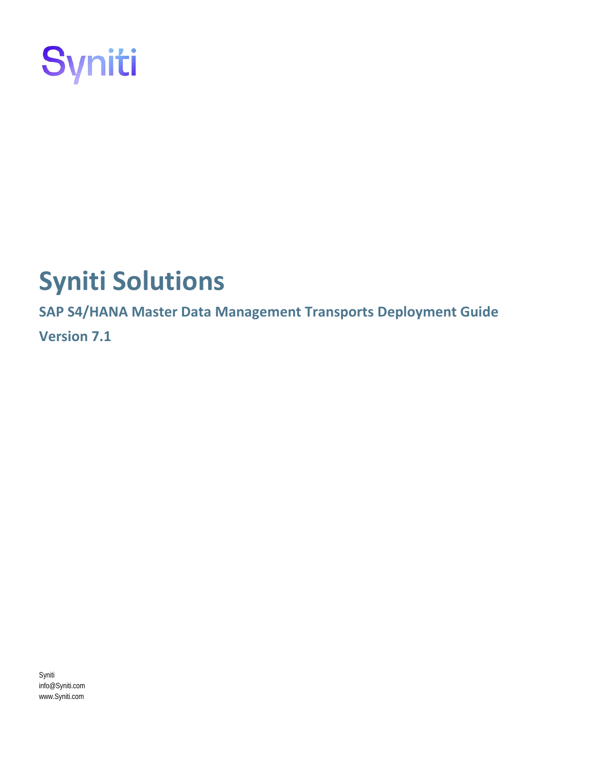Syniti

# Syniti Solutions

## SAP S4/HANA Master Data Management Transports Deployment Guide

## Version 7.1

Syniti
info@Syniti.com
www.Syniti.com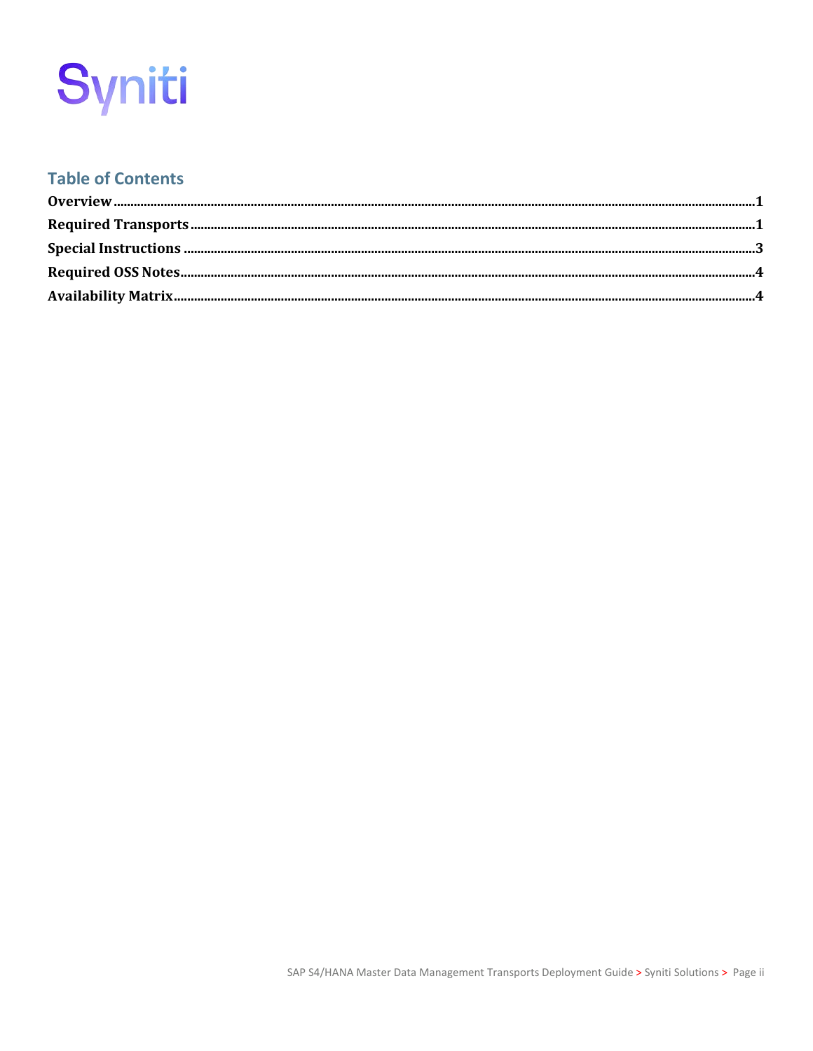## Table of Contents

- **Overview** ..... 1
- **Required Transports** ..... 1
- **Special Instructions** ..... 3
- **Required OSS Notes** ..... 4
- **Availability Matrix** ..... 4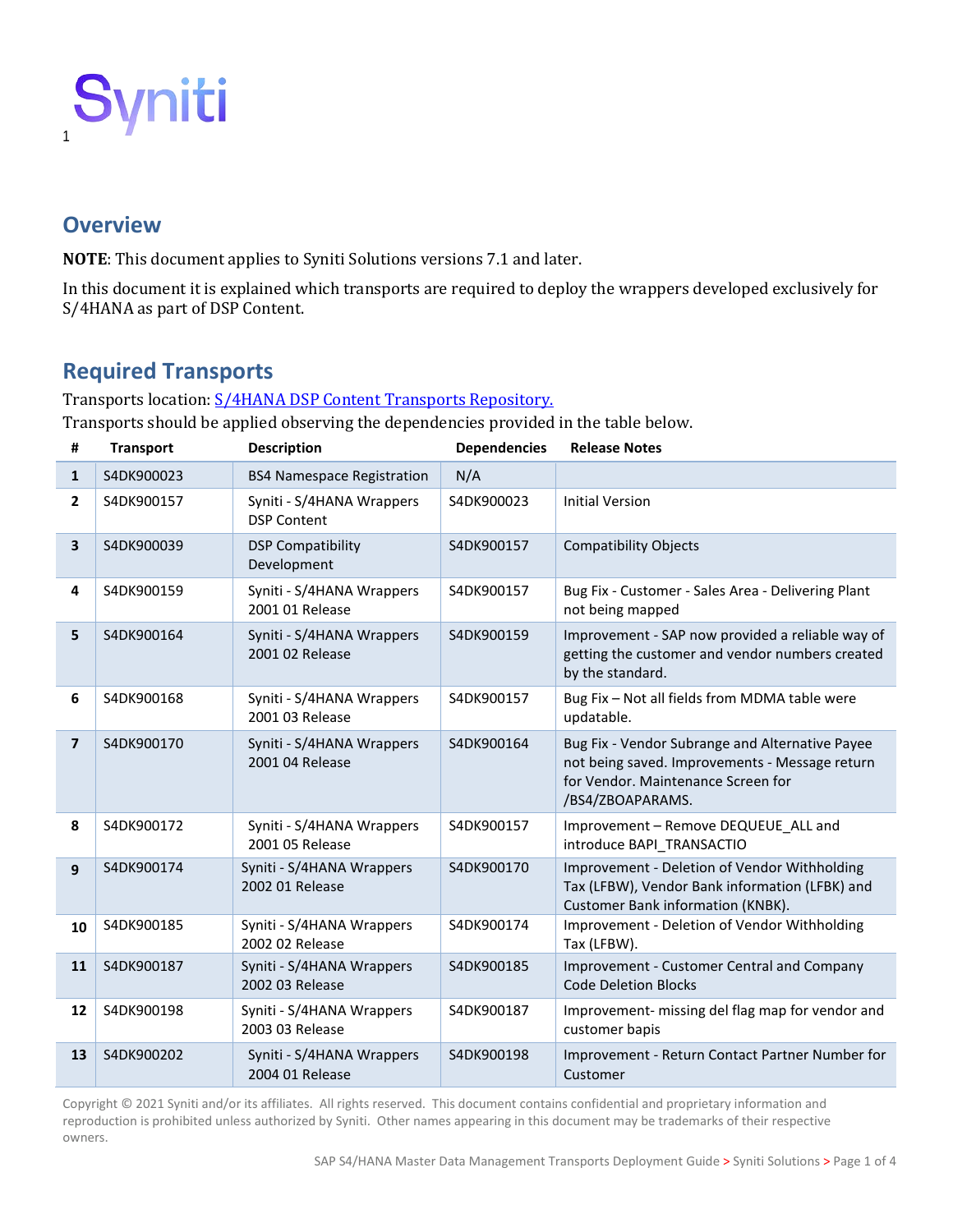Syniti

## Overview

**NOTE**: This document applies to Syniti Solutions versions 7.1 and later.

In this document it is explained which transports are required to deploy the wrappers developed exclusively for S/4HANA as part of DSP Content.

## Required Transports

Transports location: [S/4HANA DSP Content Transports Repository.]()

Transports should be applied observing the dependencies provided in the table below.

| # | Transport | Description | Dependencies | Release Notes |
|---|---|---|---|---|
| 1 | S4DK900023 | BS4 Namespace Registration | N/A | |
| 2 | S4DK900157 | Syniti - S/4HANA Wrappers DSP Content | S4DK900023 | Initial Version |
| 3 | S4DK900039 | DSP Compatibility Development | S4DK900157 | Compatibility Objects |
| 4 | S4DK900159 | Syniti - S/4HANA Wrappers 2001 01 Release | S4DK900157 | Bug Fix - Customer - Sales Area - Delivering Plant not being mapped |
| 5 | S4DK900164 | Syniti - S/4HANA Wrappers 2001 02 Release | S4DK900159 | Improvement - SAP now provided a reliable way of getting the customer and vendor numbers created by the standard. |
| 6 | S4DK900168 | Syniti - S/4HANA Wrappers 2001 03 Release | S4DK900157 | Bug Fix – Not all fields from MDMA table were updatable. |
| 7 | S4DK900170 | Syniti - S/4HANA Wrappers 2001 04 Release | S4DK900164 | Bug Fix - Vendor Subrange and Alternative Payee not being saved. Improvements - Message return for Vendor. Maintenance Screen for /BS4/ZBOAPARAMS. |
| 8 | S4DK900172 | Syniti - S/4HANA Wrappers 2001 05 Release | S4DK900157 | Improvement – Remove DEQUEUE_ALL and introduce BAPI_TRANSACTIO |
| 9 | S4DK900174 | Syniti - S/4HANA Wrappers 2002 01 Release | S4DK900170 | Improvement - Deletion of Vendor Withholding Tax (LFBW), Vendor Bank information (LFBK) and Customer Bank information (KNBK). |
| 10 | S4DK900185 | Syniti - S/4HANA Wrappers 2002 02 Release | S4DK900174 | Improvement - Deletion of Vendor Withholding Tax (LFBW). |
| 11 | S4DK900187 | Syniti - S/4HANA Wrappers 2002 03 Release | S4DK900185 | Improvement - Customer Central and Company Code Deletion Blocks |
| 12 | S4DK900198 | Syniti - S/4HANA Wrappers 2003 03 Release | S4DK900187 | Improvement- missing del flag map for vendor and customer bapis |
| 13 | S4DK900202 | Syniti - S/4HANA Wrappers 2004 01 Release | S4DK900198 | Improvement - Return Contact Partner Number for Customer |

Copyright © 2021 Syniti and/or its affiliates. All rights reserved. This document contains confidential and proprietary information and reproduction is prohibited unless authorized by Syniti. Other names appearing in this document may be trademarks of their respective owners.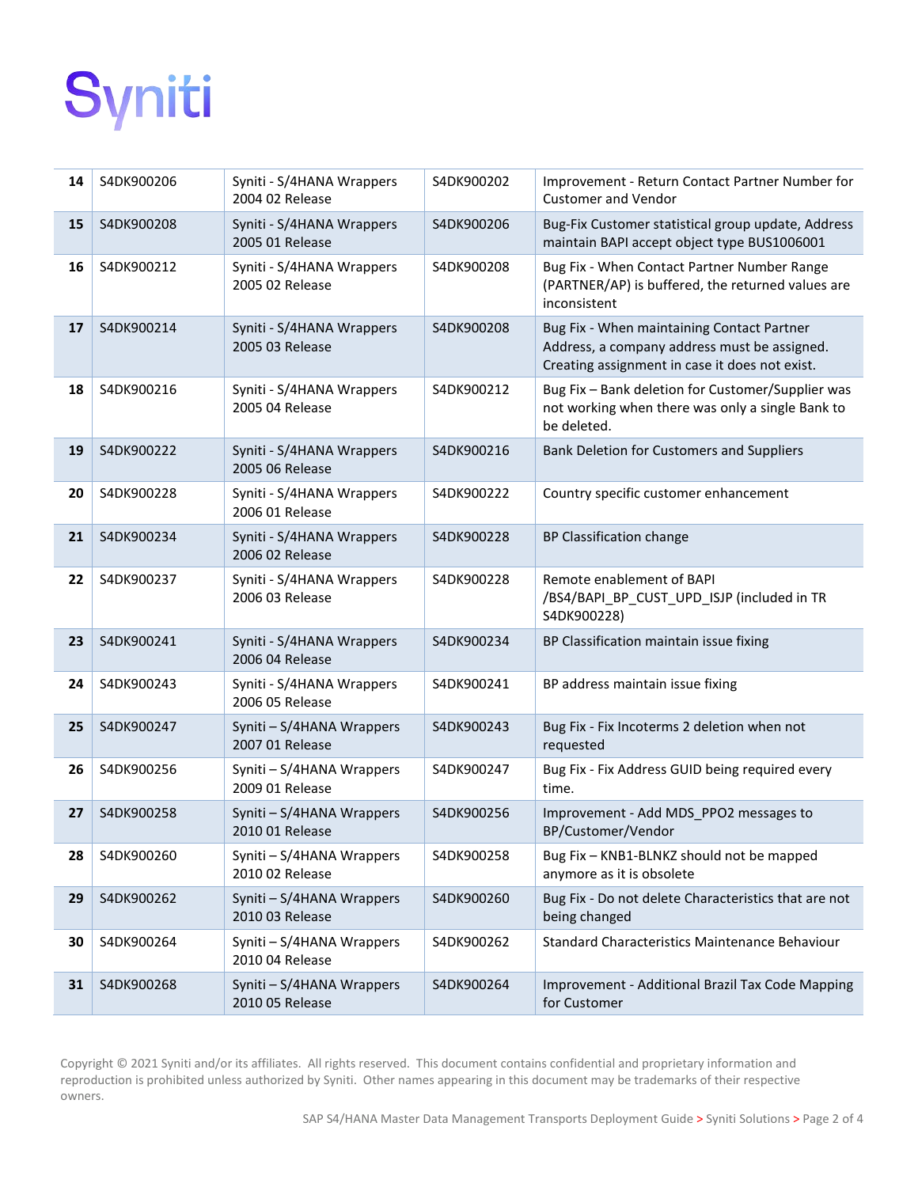| 14 | S4DK900206 | Syniti - S/4HANA Wrappers 2004 02 Release | S4DK900202 | Improvement - Return Contact Partner Number for Customer and Vendor |
|---|---|---|---|---|
| 15 | S4DK900208 | Syniti - S/4HANA Wrappers 2005 01 Release | S4DK900206 | Bug-Fix Customer statistical group update, Address maintain BAPI accept object type BUS1006001 |
| 16 | S4DK900212 | Syniti - S/4HANA Wrappers 2005 02 Release | S4DK900208 | Bug Fix - When Contact Partner Number Range (PARTNER/AP) is buffered, the returned values are inconsistent |
| 17 | S4DK900214 | Syniti - S/4HANA Wrappers 2005 03 Release | S4DK900208 | Bug Fix - When maintaining Contact Partner Address, a company address must be assigned. Creating assignment in case it does not exist. |
| 18 | S4DK900216 | Syniti - S/4HANA Wrappers 2005 04 Release | S4DK900212 | Bug Fix – Bank deletion for Customer/Supplier was not working when there was only a single Bank to be deleted. |
| 19 | S4DK900222 | Syniti - S/4HANA Wrappers 2005 06 Release | S4DK900216 | Bank Deletion for Customers and Suppliers |
| 20 | S4DK900228 | Syniti - S/4HANA Wrappers 2006 01 Release | S4DK900222 | Country specific customer enhancement |
| 21 | S4DK900234 | Syniti - S/4HANA Wrappers 2006 02 Release | S4DK900228 | BP Classification change |
| 22 | S4DK900237 | Syniti - S/4HANA Wrappers 2006 03 Release | S4DK900228 | Remote enablement of BAPI /BS4/BAPI_BP_CUST_UPD_ISJP (included in TR S4DK900228) |
| 23 | S4DK900241 | Syniti - S/4HANA Wrappers 2006 04 Release | S4DK900234 | BP Classification maintain issue fixing |
| 24 | S4DK900243 | Syniti - S/4HANA Wrappers 2006 05 Release | S4DK900241 | BP address maintain issue fixing |
| 25 | S4DK900247 | Syniti – S/4HANA Wrappers 2007 01 Release | S4DK900243 | Bug Fix - Fix Incoterms 2 deletion when not requested |
| 26 | S4DK900256 | Syniti – S/4HANA Wrappers 2009 01 Release | S4DK900247 | Bug Fix - Fix Address GUID being required every time. |
| 27 | S4DK900258 | Syniti – S/4HANA Wrappers 2010 01 Release | S4DK900256 | Improvement - Add MDS_PPO2 messages to BP/Customer/Vendor |
| 28 | S4DK900260 | Syniti – S/4HANA Wrappers 2010 02 Release | S4DK900258 | Bug Fix – KNB1-BLNKZ should not be mapped anymore as it is obsolete |
| 29 | S4DK900262 | Syniti – S/4HANA Wrappers 2010 03 Release | S4DK900260 | Bug Fix - Do not delete Characteristics that are not being changed |
| 30 | S4DK900264 | Syniti – S/4HANA Wrappers 2010 04 Release | S4DK900262 | Standard Characteristics Maintenance Behaviour |
| 31 | S4DK900268 | Syniti – S/4HANA Wrappers 2010 05 Release | S4DK900264 | Improvement - Additional Brazil Tax Code Mapping for Customer |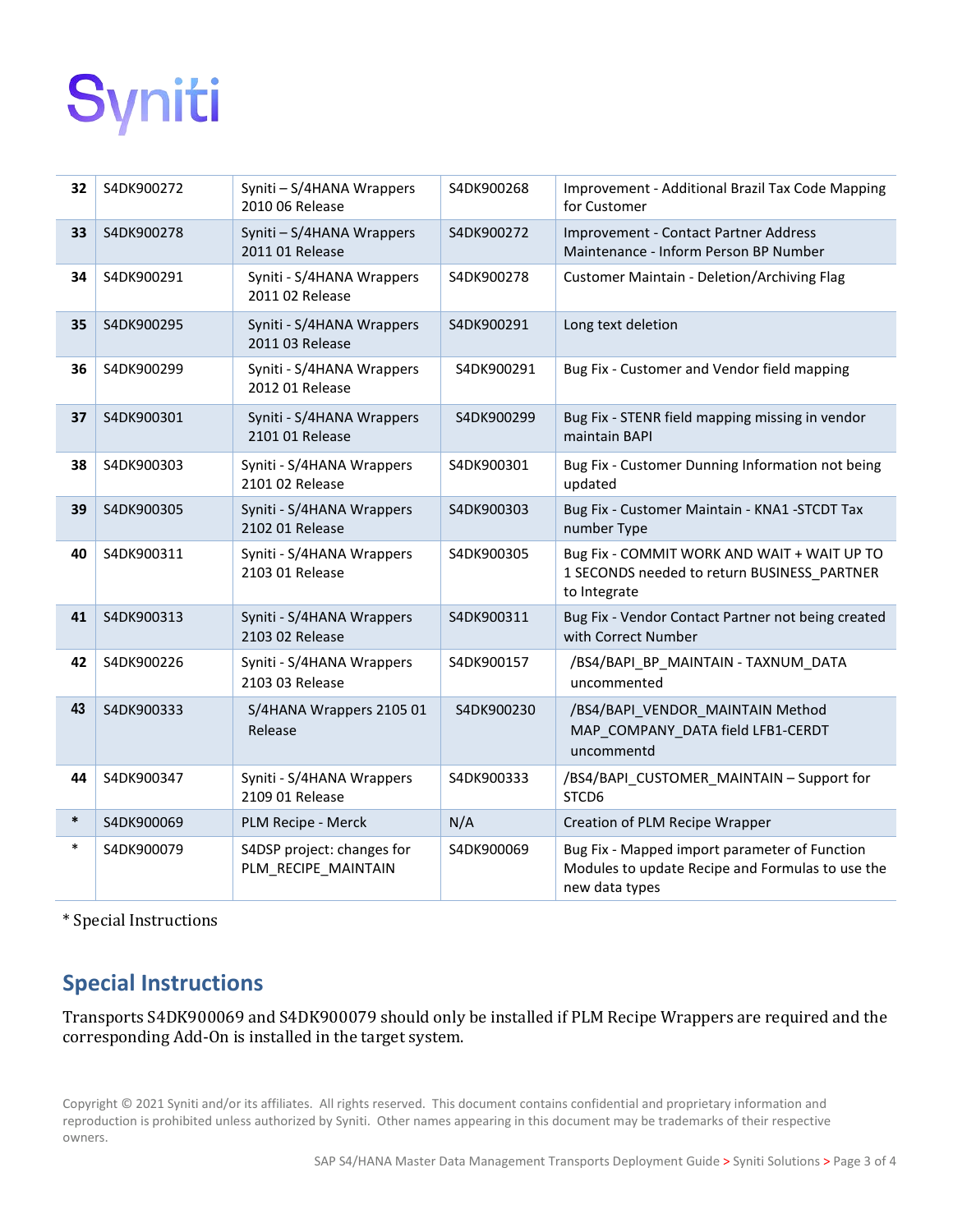| 32 | S4DK900272 | Syniti – S/4HANA Wrappers 2010 06 Release | S4DK900268 | Improvement - Additional Brazil Tax Code Mapping for Customer |
|---|---|---|---|---|
| 33 | S4DK900278 | Syniti – S/4HANA Wrappers 2011 01 Release | S4DK900272 | Improvement - Contact Partner Address Maintenance - Inform Person BP Number |
| 34 | S4DK900291 | Syniti - S/4HANA Wrappers 2011 02 Release | S4DK900278 | Customer Maintain - Deletion/Archiving Flag |
| 35 | S4DK900295 | Syniti - S/4HANA Wrappers 2011 03 Release | S4DK900291 | Long text deletion |
| 36 | S4DK900299 | Syniti - S/4HANA Wrappers 2012 01 Release | S4DK900291 | Bug Fix - Customer and Vendor field mapping |
| 37 | S4DK900301 | Syniti - S/4HANA Wrappers 2101 01 Release | S4DK900299 | Bug Fix - STENR field mapping missing in vendor maintain BAPI |
| 38 | S4DK900303 | Syniti - S/4HANA Wrappers 2101 02 Release | S4DK900301 | Bug Fix - Customer Dunning Information not being updated |
| 39 | S4DK900305 | Syniti - S/4HANA Wrappers 2102 01 Release | S4DK900303 | Bug Fix - Customer Maintain - KNA1 -STCDT Tax number Type |
| 40 | S4DK900311 | Syniti - S/4HANA Wrappers 2103 01 Release | S4DK900305 | Bug Fix - COMMIT WORK AND WAIT + WAIT UP TO 1 SECONDS needed to return BUSINESS_PARTNER to Integrate |
| 41 | S4DK900313 | Syniti - S/4HANA Wrappers 2103 02 Release | S4DK900311 | Bug Fix - Vendor Contact Partner not being created with Correct Number |
| 42 | S4DK900226 | Syniti - S/4HANA Wrappers 2103 03 Release | S4DK900157 | /BS4/BAPI_BP_MAINTAIN - TAXNUM_DATA uncommented |
| 43 | S4DK900333 | S/4HANA Wrappers 2105 01 Release | S4DK900230 | /BS4/BAPI_VENDOR_MAINTAIN Method MAP_COMPANY_DATA field LFB1-CERDT uncommentd |
| 44 | S4DK900347 | Syniti - S/4HANA Wrappers 2109 01 Release | S4DK900333 | /BS4/BAPI_CUSTOMER_MAINTAIN – Support for STCD6 |
| * | S4DK900069 | PLM Recipe - Merck | N/A | Creation of PLM Recipe Wrapper |
| * | S4DK900079 | S4DSP project: changes for PLM_RECIPE_MAINTAIN | S4DK900069 | Bug Fix - Mapped import parameter of Function Modules to update Recipe and Formulas to use the new data types |

* Special Instructions

## Special Instructions

Transports S4DK900069 and S4DK900079 should only be installed if PLM Recipe Wrappers are required and the corresponding Add-On is installed in the target system.

Copyright © 2021 Syniti and/or its affiliates. All rights reserved. This document contains confidential and proprietary information and reproduction is prohibited unless authorized by Syniti. Other names appearing in this document may be trademarks of their respective owners.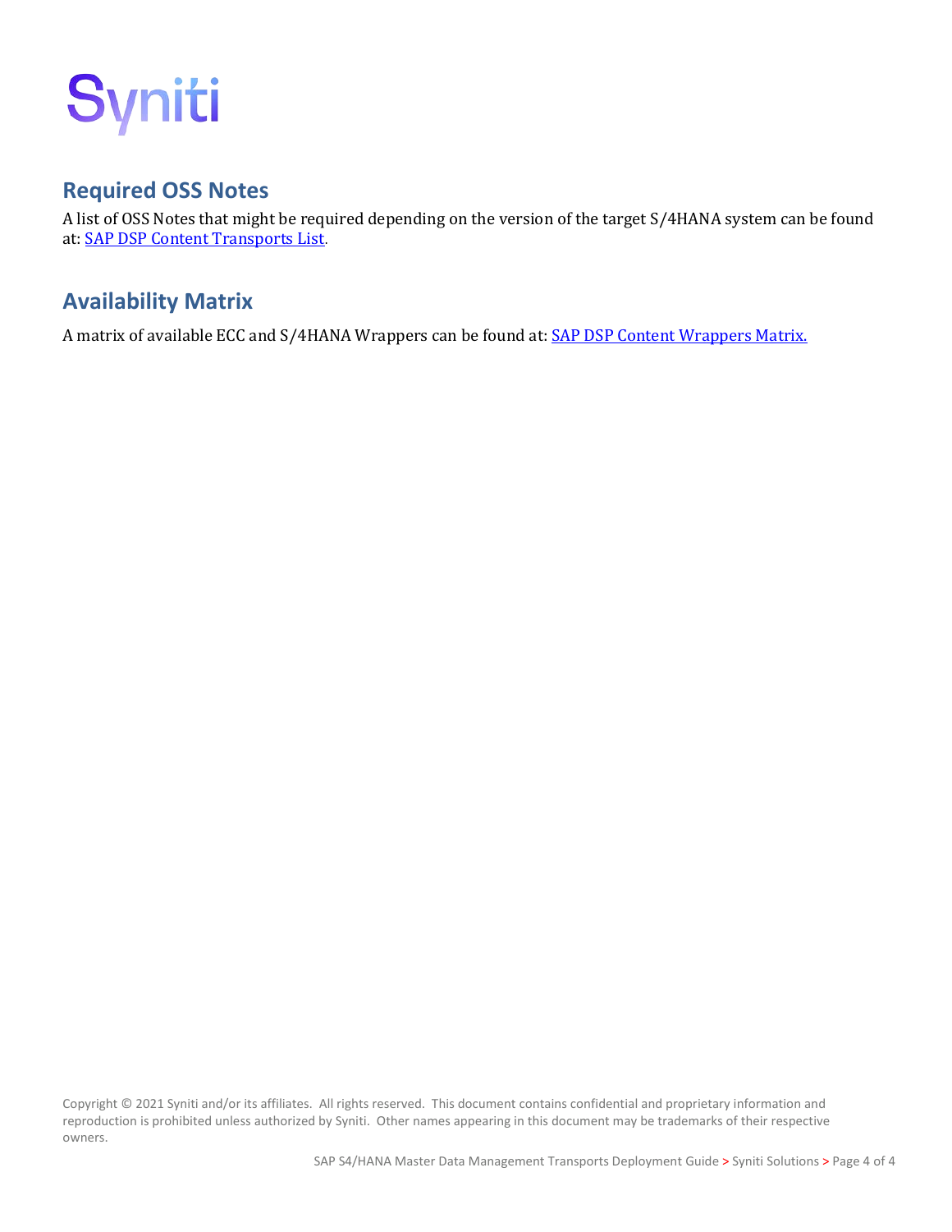## Required OSS Notes

A list of OSS Notes that might be required depending on the version of the target S/4HANA system can be found at: [SAP DSP Content Transports List](#).

## Availability Matrix

A matrix of available ECC and S/4HANA Wrappers can be found at: [SAP DSP Content Wrappers Matrix.](#)

Copyright © 2021 Syniti and/or its affiliates. All rights reserved. This document contains confidential and proprietary information and reproduction is prohibited unless authorized by Syniti. Other names appearing in this document may be trademarks of their respective owners.